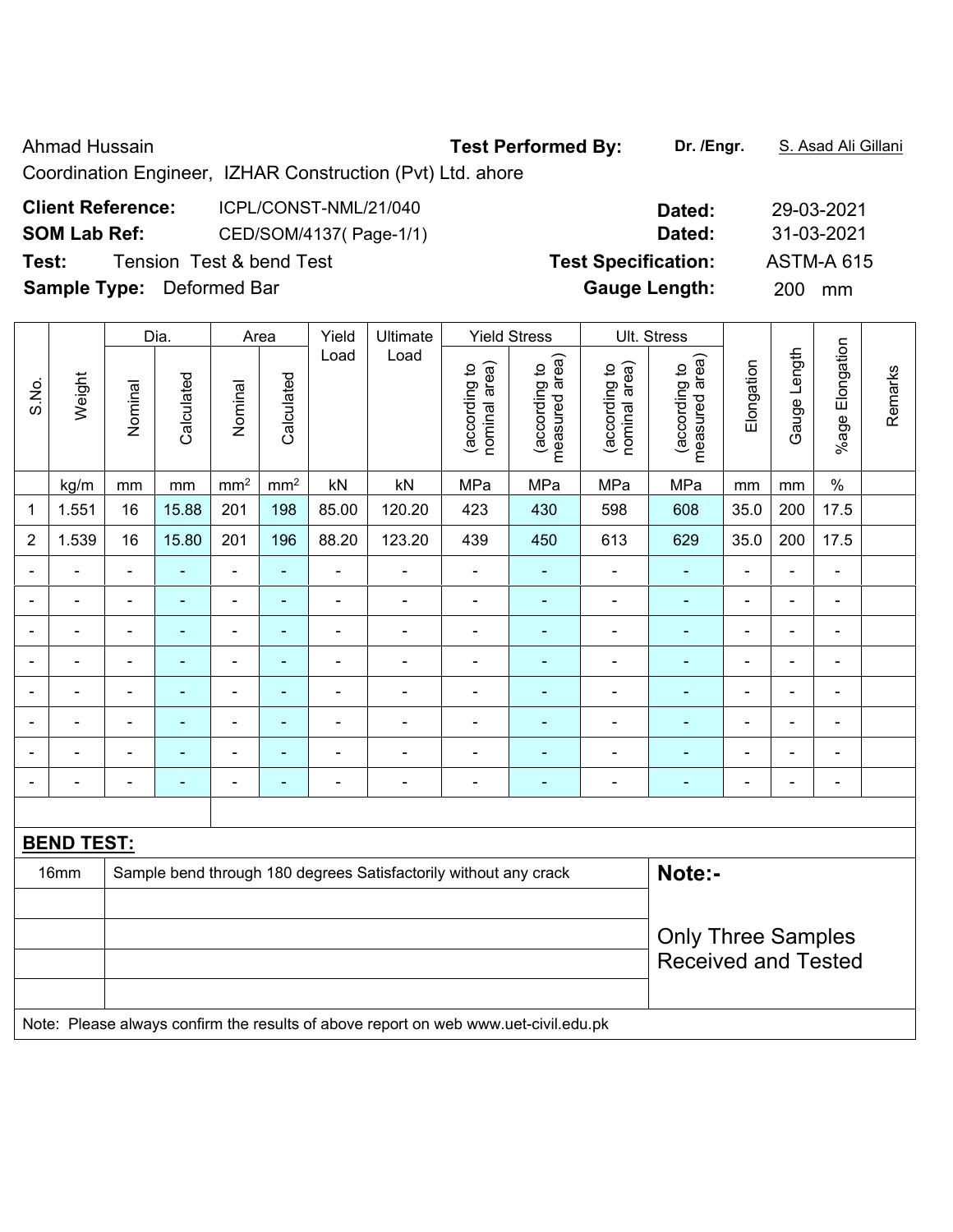Ahmad Hussain

Coordination Engineer, IZHAR Construction (Pvt) Ltd. ahore

**Test Performed By:** Dr. /Engr. S. Asad Ali Gillani

**Client Reference:** ICPL/CONST-NML/21/040 **Dated:** 29-03-2021

**SOM Lab Ref:** CED/SOM/4137( Page-1/1) **Dated:** 31-03-2021

**Test:** Tension Test & bend Test **Test Specification:** ASTM-A 615

**Sample Type:** Deformed Bar **Gauge Length:** 200 mm

| S.No. | Weight | Dia. | | Area | | Yield Load | Ultimate Load | Yield Stress | | Ult. Stress | | Elongation | Gauge Length | %age Elongation | Remarks |
|---|---|---|---|---|---|---|---|---|---|---|---|---|---|---|---|
| | | Nominal | Calculated | Nominal | Calculated | | | (according to nominal area) | (according to measured area) | (according to nominal area) | (according to measured area) | | | | |
| | kg/m | mm | mm | mm² | mm² | kN | kN | MPa | MPa | MPa | MPa | mm | mm | % | |
| 1 | 1.551 | 16 | 15.88 | 201 | 198 | 85.00 | 120.20 | 423 | 430 | 598 | 608 | 35.0 | 200 | 17.5 | |
| 2 | 1.539 | 16 | 15.80 | 201 | 196 | 88.20 | 123.20 | 439 | 450 | 613 | 629 | 35.0 | 200 | 17.5 | |
| - | - | - | - | - | - | - | - | - | - | - | - | - | - | - | |
| - | - | - | - | - | - | - | - | - | - | - | - | - | - | - | |
| - | - | - | - | - | - | - | - | - | - | - | - | - | - | - | |
| - | - | - | - | - | - | - | - | - | - | - | - | - | - | - | |
| - | - | - | - | - | - | - | - | - | - | - | - | - | - | - | |
| - | - | - | - | - | - | - | - | - | - | - | - | - | - | - | |
| - | - | - | - | - | - | - | - | - | - | - | - | - | - | - | |
| - | - | - | - | - | - | - | - | - | - | - | - | - | - | - | |

**BEND TEST:**

| | | |
|---|---|---|
| 16mm | Sample bend through 180 degrees Satisfactorily without any crack | **Note:-** Only Three Samples Received and Tested |

Note: Please always confirm the results of above report on web www.uet-civil.edu.pk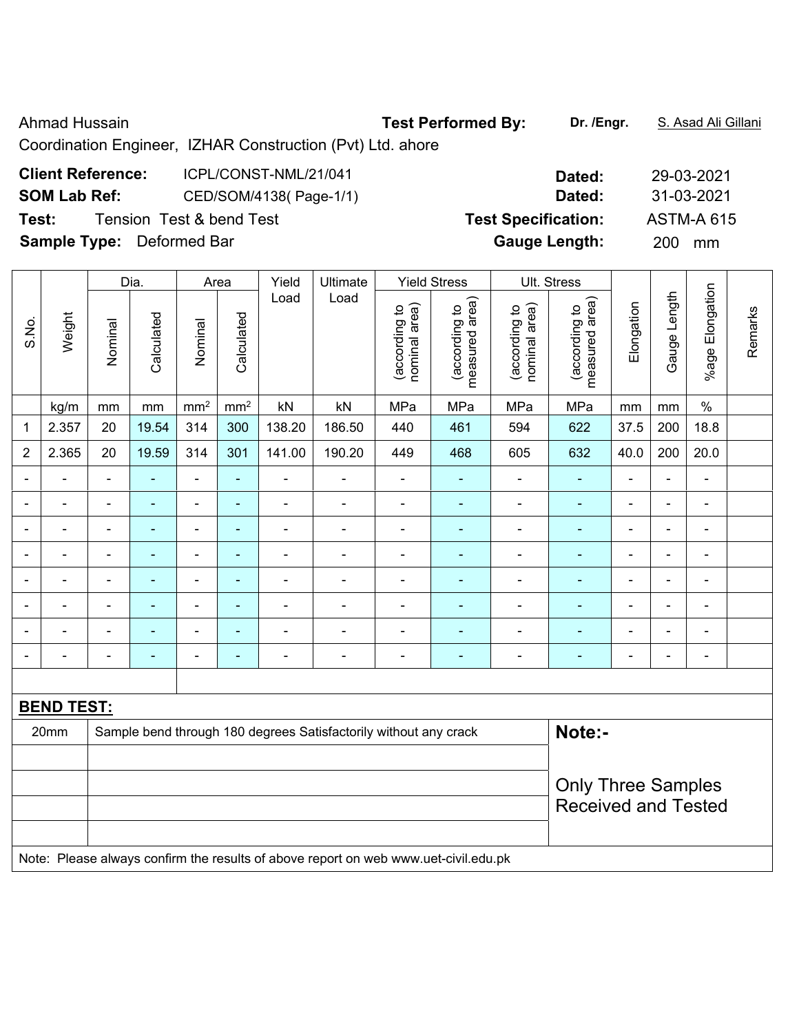Ahmad Hussain

Coordination Engineer, IZHAR Construction (Pvt) Ltd. ahore

**Test Performed By:** **Dr. /Engr.** S. Asad Ali Gillani

**Client Reference:** ICPL/CONST-NML/21/041 **Dated:** 29-03-2021

**SOM Lab Ref:** CED/SOM/4138( Page-1/1) **Dated:** 31-03-2021

**Test:** Tension Test & bend Test **Test Specification:** ASTM-A 615

**Sample Type:** Deformed Bar **Gauge Length:** 200 mm

| S.No. | Weight | Dia. | | Area | | Yield Load | Ultimate Load | Yield Stress | | Ult. Stress | | Elongation | Gauge Length | %age Elongation | Remarks |
|---|---|---|---|---|---|---|---|---|---|---|---|---|---|---|---|
| | | Nominal | Calculated | Nominal | Calculated | | | (according to nominal area) | (according to measured area) | (according to nominal area) | (according to measured area) | | | | |
| | kg/m | mm | mm | $mm^2$ | $mm^2$ | kN | kN | MPa | MPa | MPa | MPa | mm | mm | % | |
| 1 | 2.357 | 20 | 19.54 | 314 | 300 | 138.20 | 186.50 | 440 | 461 | 594 | 622 | 37.5 | 200 | 18.8 | |
| 2 | 2.365 | 20 | 19.59 | 314 | 301 | 141.00 | 190.20 | 449 | 468 | 605 | 632 | 40.0 | 200 | 20.0 | |
| - | - | - | - | - | - | - | - | - | - | - | - | - | - | - | |
| - | - | - | - | - | - | - | - | - | - | - | - | - | - | - | |
| - | - | - | - | - | - | - | - | - | - | - | - | - | - | - | |
| - | - | - | - | - | - | - | - | - | - | - | - | - | - | - | |
| - | - | - | - | - | - | - | - | - | - | - | - | - | - | - | |
| - | - | - | - | - | - | - | - | - | - | - | - | - | - | - | |
| - | - | - | - | - | - | - | - | - | - | - | - | - | - | - | |
| - | - | - | - | - | - | - | - | - | - | - | - | - | - | - | |

**BEND TEST:**

| | | |
|---|---|---|
| 20mm | Sample bend through 180 degrees Satisfactorily without any crack | **Note:-** |
| | | Only Three Samples Received and Tested |

Note: Please always confirm the results of above report on web www.uet-civil.edu.pk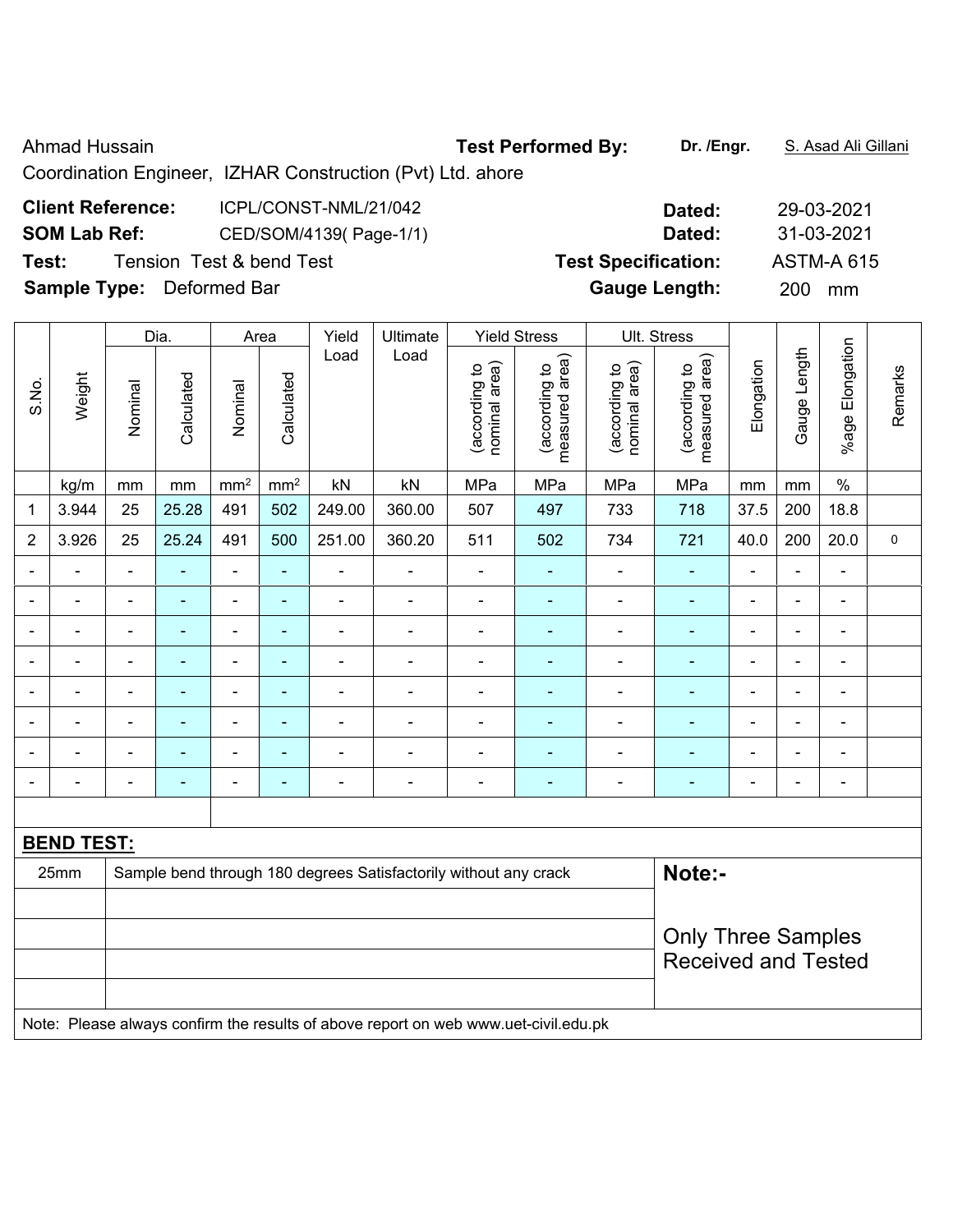Ahmad Hussain **Test Performed By:** **Dr. /Engr.** S. Asad Ali Gillani

Coordination Engineer, IZHAR Construction (Pvt) Ltd. ahore

**Client Reference:** ICPL/CONST-NML/21/042 **Dated:** 29-03-2021

**SOM Lab Ref:** CED/SOM/4139( Page-1/1) **Dated:** 31-03-2021

**Test:** Tension Test & bend Test **Test Specification:** ASTM-A 615

**Sample Type:** Deformed Bar **Gauge Length:** 200 mm

| S.No. | Weight | Dia. | | Area | | Yield Load | Ultimate Load | Yield Stress | | Ult. Stress | | Elongation | Gauge Length | %age Elongation | Remarks |
|---|---|---|---|---|---|---|---|---|---|---|---|---|---|---|---|
| | | Nominal | Calculated | Nominal | Calculated | | | (according to nominal area) | (according to measured area) | (according to nominal area) | (according to measured area) | | | | |
| | kg/m | mm | mm | mm² | mm² | kN | kN | MPa | MPa | MPa | MPa | mm | mm | % | |
| 1 | 3.944 | 25 | 25.28 | 491 | 502 | 249.00 | 360.00 | 507 | 497 | 733 | 718 | 37.5 | 200 | 18.8 | |
| 2 | 3.926 | 25 | 25.24 | 491 | 500 | 251.00 | 360.20 | 511 | 502 | 734 | 721 | 40.0 | 200 | 20.0 | 0 |
| - | - | - | - | - | - | - | - | - | - | - | - | - | - | - | |
| - | - | - | - | - | - | - | - | - | - | - | - | - | - | - | |
| - | - | - | - | - | - | - | - | - | - | - | - | - | - | - | |
| - | - | - | - | - | - | - | - | - | - | - | - | - | - | - | |
| - | - | - | - | - | - | - | - | - | - | - | - | - | - | - | |
| - | - | - | - | - | - | - | - | - | - | - | - | - | - | - | |
| - | - | - | - | - | - | - | - | - | - | - | - | - | - | - | |
| - | - | - | - | - | - | - | - | - | - | - | - | - | - | - | |

**BEND TEST:**

| | | |
|---|---|---|
| 25mm | Sample bend through 180 degrees Satisfactorily without any crack | **Note:-** |
| | | Only Three Samples Received and Tested |

Note: Please always confirm the results of above report on web www.uet-civil.edu.pk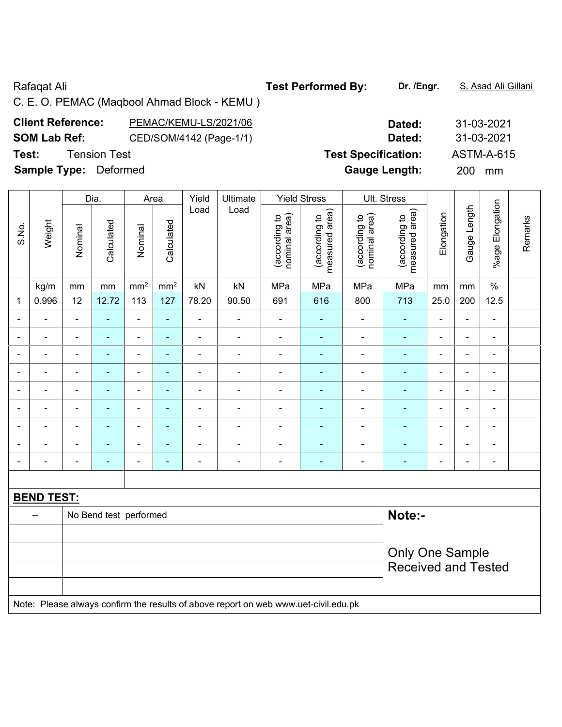Rafaqat Ali

C. E. O. PEMAC (Maqbool Ahmad Block - KEMU )

**Test Performed By:** **Dr. /Engr.** S. Asad Ali Gillani

**Client Reference:** PEMAC/KEMU-LS/2021/06 **Dated:** 31-03-2021

**SOM Lab Ref:** CED/SOM/4142 (Page-1/1) **Dated:** 31-03-2021

**Test:** Tension Test **Test Specification:** ASTM-A-615

**Sample Type:** Deformed **Gauge Length:** 200 mm

| S.No. | Weight | Dia. | | Area | | Yield Load | Ultimate Load | Yield Stress | | Ult. Stress | | Elongation | Gauge Length | %age Elongation | Remarks |
|---|---|---|---|---|---|---|---|---|---|---|---|---|---|---|---|
| | | Nominal | Calculated | Nominal | Calculated | | | (according to nominal area) | (according to measured area) | (according to nominal area) | (according to measured area) | | | | |
| | kg/m | mm | mm | mm² | mm² | kN | kN | MPa | MPa | MPa | MPa | mm | mm | % | |
| 1 | 0.996 | 12 | 12.72 | 113 | 127 | 78.20 | 90.50 | 691 | 616 | 800 | 713 | 25.0 | 200 | 12.5 | |
| - | - | - | - | - | - | - | - | - | - | - | - | - | - | - | |
| - | - | - | - | - | - | - | - | - | - | - | - | - | - | - | |
| - | - | - | - | - | - | - | - | - | - | - | - | - | - | - | |
| - | - | - | - | - | - | - | - | - | - | - | - | - | - | - | |
| - | - | - | - | - | - | - | - | - | - | - | - | - | - | - | |
| - | - | - | - | - | - | - | - | - | - | - | - | - | - | - | |
| - | - | - | - | - | - | - | - | - | - | - | - | - | - | - | |
| - | - | - | - | - | - | - | - | - | - | - | - | - | - | - | |
| - | - | - | - | - | - | - | - | - | - | - | - | - | - | - | |

**BEND TEST:**

| | | |
|---|---|---|
| -- | No Bend test performed | **Note:-** |
| | | Only One Sample Received and Tested |

Note: Please always confirm the results of above report on web www.uet-civil.edu.pk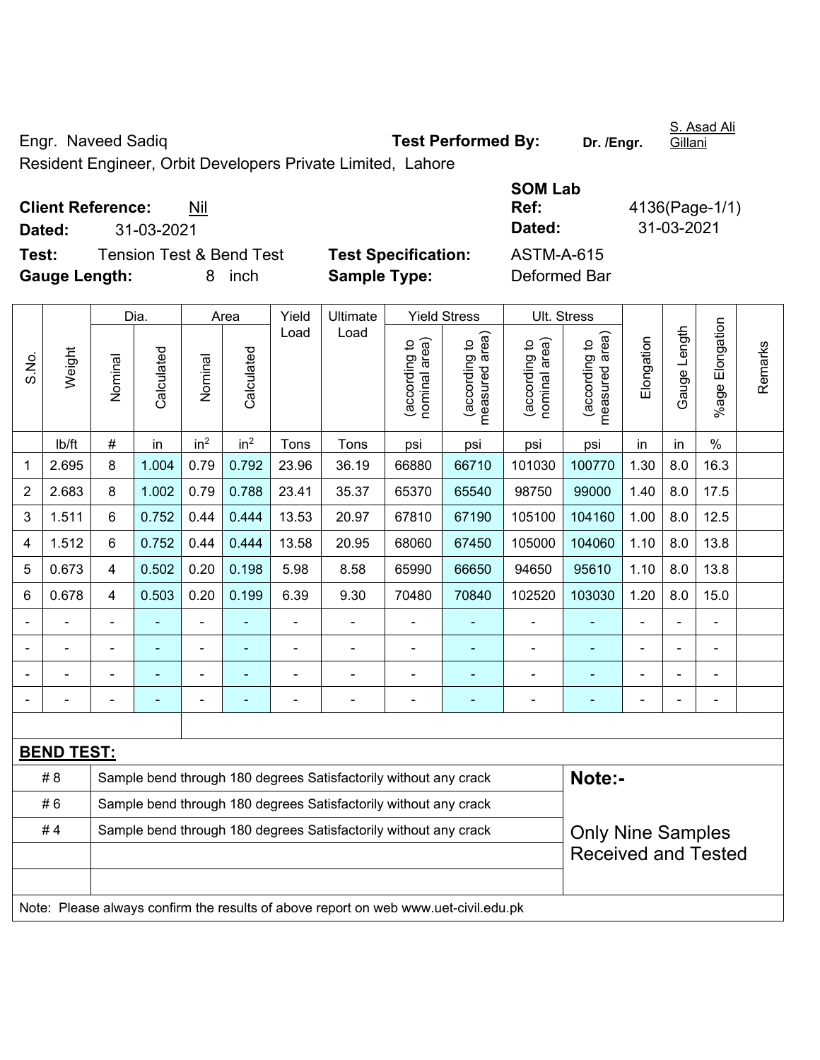Engr. Naveed Sadiq

Resident Engineer, Orbit Developers Private Limited, Lahore

**Test Performed By:** Dr. /Engr. S. Asad Ali Gillani

**Client Reference:** Nil

**Dated:** 31-03-2021

**SOM Lab Ref:** 4136(Page-1/1)

**Dated:** 31-03-2021

**Test:** Tension Test & Bend Test

**Test Specification:** ASTM-A-615

**Gauge Length:** 8 inch

**Sample Type:** Deformed Bar

| S.No. | Weight | Dia. | | Area | | Yield Load | Ultimate Load | Yield Stress | | Ult. Stress | | Elongation | Gauge Length | %age Elongation | Remarks |
|---|---|---|---|---|---|---|---|---|---|---|---|---|---|---|---|
| | | Nominal | Calculated | Nominal | Calculated | | | (according to nominal area) | (according to measured area) | (according to nominal area) | (according to measured area) | | | | |
| | lb/ft | # | in | $in^2$ | $in^2$ | Tons | Tons | psi | psi | psi | psi | in | in | % | |
| 1 | 2.695 | 8 | 1.004 | 0.79 | 0.792 | 23.96 | 36.19 | 66880 | 66710 | 101030 | 100770 | 1.30 | 8.0 | 16.3 | |
| 2 | 2.683 | 8 | 1.002 | 0.79 | 0.788 | 23.41 | 35.37 | 65370 | 65540 | 98750 | 99000 | 1.40 | 8.0 | 17.5 | |
| 3 | 1.511 | 6 | 0.752 | 0.44 | 0.444 | 13.53 | 20.97 | 67810 | 67190 | 105100 | 104160 | 1.00 | 8.0 | 12.5 | |
| 4 | 1.512 | 6 | 0.752 | 0.44 | 0.444 | 13.58 | 20.95 | 68060 | 67450 | 105000 | 104060 | 1.10 | 8.0 | 13.8 | |
| 5 | 0.673 | 4 | 0.502 | 0.20 | 0.198 | 5.98 | 8.58 | 65990 | 66650 | 94650 | 95610 | 1.10 | 8.0 | 13.8 | |
| 6 | 0.678 | 4 | 0.503 | 0.20 | 0.199 | 6.39 | 9.30 | 70480 | 70840 | 102520 | 103030 | 1.20 | 8.0 | 15.0 | |
| - | - | - | - | - | - | - | - | - | - | - | - | - | - | - | |
| - | - | - | - | - | - | - | - | - | - | - | - | - | - | - | |
| - | - | - | - | - | - | - | - | - | - | - | - | - | - | - | |
| - | - | - | - | - | - | - | - | - | - | - | - | - | - | - | |

**BEND TEST:**

| | | |
|---|---|---|
| # 8 | Sample bend through 180 degrees Satisfactorily without any crack | **Note:-** |
| # 6 | Sample bend through 180 degrees Satisfactorily without any crack | |
| # 4 | Sample bend through 180 degrees Satisfactorily without any crack | Only Nine Samples Received and Tested |

Note: Please always confirm the results of above report on web www.uet-civil.edu.pk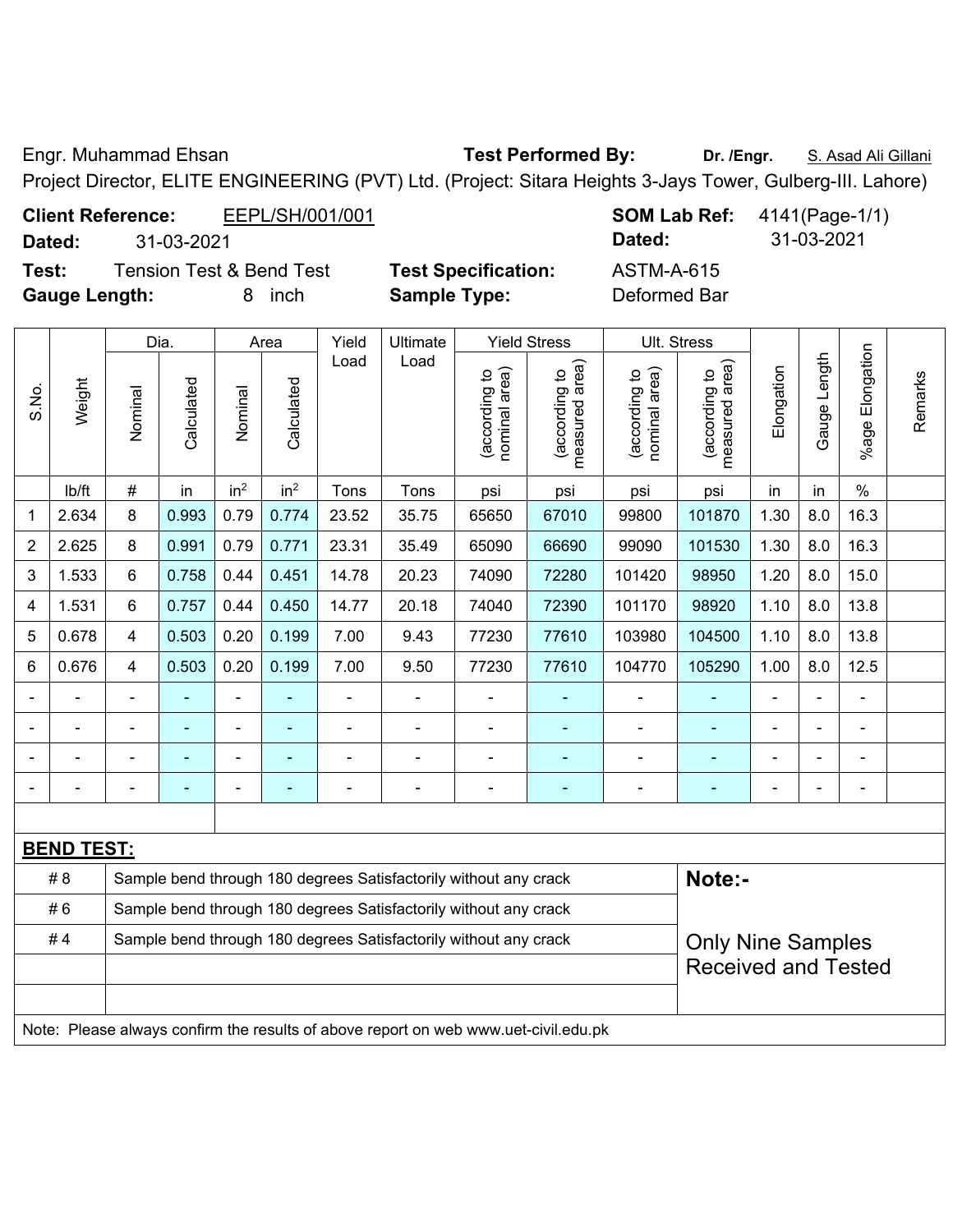Engr. Muhammad Ehsan **Test Performed By:** **Dr. /Engr.** S. Asad Ali Gillani

Project Director, ELITE ENGINEERING (PVT) Ltd. (Project: Sitara Heights 3-Jays Tower, Gulberg-III. Lahore)

**Client Reference:** EEPL/SH/001/001 **SOM Lab Ref:** 4141(Page-1/1)

**Dated:** 31-03-2021 **Dated:** 31-03-2021

**Test:** Tension Test & Bend Test **Test Specification:** ASTM-A-615

**Gauge Length:** 8 inch **Sample Type:** Deformed Bar

| S.No. | Weight | Dia. | | Area | | Yield Load | Ultimate Load | Yield Stress | | Ult. Stress | | Elongation | Gauge Length | %age Elongation | Remarks |
|---|---|---|---|---|---|---|---|---|---|---|---|---|---|---|---|
| | | Nominal | Calculated | Nominal | Calculated | | | (according to nominal area) | (according to measured area) | (according to nominal area) | (according to measured area) | | | | |
| | lb/ft | # | in | in² | in² | Tons | Tons | psi | psi | psi | psi | in | in | % | |
| 1 | 2.634 | 8 | 0.993 | 0.79 | 0.774 | 23.52 | 35.75 | 65650 | 67010 | 99800 | 101870 | 1.30 | 8.0 | 16.3 | |
| 2 | 2.625 | 8 | 0.991 | 0.79 | 0.771 | 23.31 | 35.49 | 65090 | 66690 | 99090 | 101530 | 1.30 | 8.0 | 16.3 | |
| 3 | 1.533 | 6 | 0.758 | 0.44 | 0.451 | 14.78 | 20.23 | 74090 | 72280 | 101420 | 98950 | 1.20 | 8.0 | 15.0 | |
| 4 | 1.531 | 6 | 0.757 | 0.44 | 0.450 | 14.77 | 20.18 | 74040 | 72390 | 101170 | 98920 | 1.10 | 8.0 | 13.8 | |
| 5 | 0.678 | 4 | 0.503 | 0.20 | 0.199 | 7.00 | 9.43 | 77230 | 77610 | 103980 | 104500 | 1.10 | 8.0 | 13.8 | |
| 6 | 0.676 | 4 | 0.503 | 0.20 | 0.199 | 7.00 | 9.50 | 77230 | 77610 | 104770 | 105290 | 1.00 | 8.0 | 12.5 | |
| - | - | - | - | - | - | - | - | - | - | - | - | - | - | - | |
| - | - | - | - | - | - | - | - | - | - | - | - | - | - | - | |
| - | - | - | - | - | - | - | - | - | - | - | - | - | - | - | |
| - | - | - | - | - | - | - | - | - | - | - | - | - | - | - | |

**BEND TEST:**

| | | |
|---|---|---|
| # 8 | Sample bend through 180 degrees Satisfactorily without any crack | **Note:-** |
| # 6 | Sample bend through 180 degrees Satisfactorily without any crack | |
| # 4 | Sample bend through 180 degrees Satisfactorily without any crack | Only Nine Samples Received and Tested |
| | | |
| | | |

Note: Please always confirm the results of above report on web www.uet-civil.edu.pk